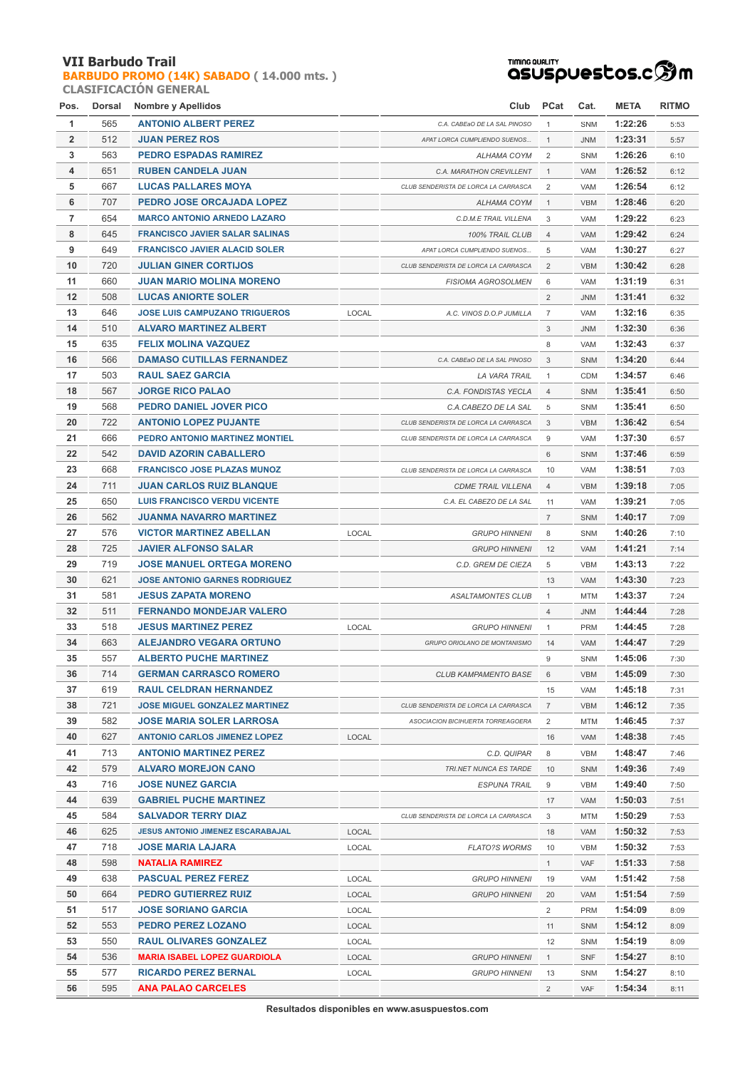# VII Barbudo Trail

## BARBUDO PROMO (14K) SABADO ( 14.000 mts. )

### CLASIFICACIÓN GENERAL

| Pos. | Dorsal | Nombre y Apellidos | | Club | PCat | Cat. | META | RITMO |
|---|---|---|---|---|---|---|---|---|
| 1 | 565 | ANTONIO ALBERT PEREZ | | C.A. CABEaO DE LA SAL PINOSO | 1 | SNM | 1:22:26 | 5:53 |
| 2 | 512 | JUAN PEREZ ROS | | APAT LORCA CUMPLIENDO SUENOS... | 1 | JNM | 1:23:31 | 5:57 |
| 3 | 563 | PEDRO ESPADAS RAMIREZ | | ALHAMA COYM | 2 | SNM | 1:26:26 | 6:10 |
| 4 | 651 | RUBEN CANDELA JUAN | | C.A. MARATHON CREVILLENT | 1 | VAM | 1:26:52 | 6:12 |
| 5 | 667 | LUCAS PALLARES MOYA | | CLUB SENDERISTA DE LORCA LA CARRASCA | 2 | VAM | 1:26:54 | 6:12 |
| 6 | 707 | PEDRO JOSE ORCAJADA LOPEZ | | ALHAMA COYM | 1 | VBM | 1:28:46 | 6:20 |
| 7 | 654 | MARCO ANTONIO ARNEDO LAZARO | | C.D.M.E TRAIL VILLENA | 3 | VAM | 1:29:22 | 6:23 |
| 8 | 645 | FRANCISCO JAVIER SALAR SALINAS | | 100% TRAIL CLUB | 4 | VAM | 1:29:42 | 6:24 |
| 9 | 649 | FRANCISCO JAVIER ALACID SOLER | | APAT LORCA CUMPLIENDO SUENOS... | 5 | VAM | 1:30:27 | 6:27 |
| 10 | 720 | JULIAN GINER CORTIJOS | | CLUB SENDERISTA DE LORCA LA CARRASCA | 2 | VBM | 1:30:42 | 6:28 |
| 11 | 660 | JUAN MARIO MOLINA MORENO | | FISIOMA AGROSOLMEN | 6 | VAM | 1:31:19 | 6:31 |
| 12 | 508 | LUCAS ANIORTE SOLER | | | 2 | JNM | 1:31:41 | 6:32 |
| 13 | 646 | JOSE LUIS CAMPUZANO TRIGUEROS | LOCAL | A.C. VINOS D.O.P JUMILLA | 7 | VAM | 1:32:16 | 6:35 |
| 14 | 510 | ALVARO MARTINEZ ALBERT | | | 3 | JNM | 1:32:30 | 6:36 |
| 15 | 635 | FELIX MOLINA VAZQUEZ | | | 8 | VAM | 1:32:43 | 6:37 |
| 16 | 566 | DAMASO CUTILLAS FERNANDEZ | | C.A. CABEaO DE LA SAL PINOSO | 3 | SNM | 1:34:20 | 6:44 |
| 17 | 503 | RAUL SAEZ GARCIA | | LA VARA TRAIL | 1 | CDM | 1:34:57 | 6:46 |
| 18 | 567 | JORGE RICO PALAO | | C.A. FONDISTAS YECLA | 4 | SNM | 1:35:41 | 6:50 |
| 19 | 568 | PEDRO DANIEL JOVER PICO | | C.A.CABEZO DE LA SAL | 5 | SNM | 1:35:41 | 6:50 |
| 20 | 722 | ANTONIO LOPEZ PUJANTE | | CLUB SENDERISTA DE LORCA LA CARRASCA | 3 | VBM | 1:36:42 | 6:54 |
| 21 | 666 | PEDRO ANTONIO MARTINEZ MONTIEL | | CLUB SENDERISTA DE LORCA LA CARRASCA | 9 | VAM | 1:37:30 | 6:57 |
| 22 | 542 | DAVID AZORIN CABALLERO | | | 6 | SNM | 1:37:46 | 6:59 |
| 23 | 668 | FRANCISCO JOSE PLAZAS MUNOZ | | CLUB SENDERISTA DE LORCA LA CARRASCA | 10 | VAM | 1:38:51 | 7:03 |
| 24 | 711 | JUAN CARLOS RUIZ BLANQUE | | CDME TRAIL VILLENA | 4 | VBM | 1:39:18 | 7:05 |
| 25 | 650 | LUIS FRANCISCO VERDU VICENTE | | C.A. EL CABEZO DE LA SAL | 11 | VAM | 1:39:21 | 7:05 |
| 26 | 562 | JUANMA NAVARRO MARTINEZ | | | 7 | SNM | 1:40:17 | 7:09 |
| 27 | 576 | VICTOR MARTINEZ ABELLAN | LOCAL | GRUPO HINNENI | 8 | SNM | 1:40:26 | 7:10 |
| 28 | 725 | JAVIER ALFONSO SALAR | | GRUPO HINNENI | 12 | VAM | 1:41:21 | 7:14 |
| 29 | 719 | JOSE MANUEL ORTEGA MORENO | | C.D. GREM DE CIEZA | 5 | VBM | 1:43:13 | 7:22 |
| 30 | 621 | JOSE ANTONIO GARNES RODRIGUEZ | | | 13 | VAM | 1:43:30 | 7:23 |
| 31 | 581 | JESUS ZAPATA MORENO | | ASALTAMONTES CLUB | 1 | MTM | 1:43:37 | 7:24 |
| 32 | 511 | FERNANDO MONDEJAR VALERO | | | 4 | JNM | 1:44:44 | 7:28 |
| 33 | 518 | JESUS MARTINEZ PEREZ | LOCAL | GRUPO HINNENI | 1 | PRM | 1:44:45 | 7:28 |
| 34 | 663 | ALEJANDRO VEGARA ORTUNO | | GRUPO ORIOLANO DE MONTANISMO | 14 | VAM | 1:44:47 | 7:29 |
| 35 | 557 | ALBERTO PUCHE MARTINEZ | | | 9 | SNM | 1:45:06 | 7:30 |
| 36 | 714 | GERMAN CARRASCO ROMERO | | CLUB KAMPAMENTO BASE | 6 | VBM | 1:45:09 | 7:30 |
| 37 | 619 | RAUL CELDRAN HERNANDEZ | | | 15 | VAM | 1:45:18 | 7:31 |
| 38 | 721 | JOSE MIGUEL GONZALEZ MARTINEZ | | CLUB SENDERISTA DE LORCA LA CARRASCA | 7 | VBM | 1:46:12 | 7:35 |
| 39 | 582 | JOSE MARIA SOLER LARROSA | | ASOCIACION BICIHUERTA TORREAGOERA | 2 | MTM | 1:46:45 | 7:37 |
| 40 | 627 | ANTONIO CARLOS JIMENEZ LOPEZ | LOCAL | | 16 | VAM | 1:48:38 | 7:45 |
| 41 | 713 | ANTONIO MARTINEZ PEREZ | | C.D. QUIPAR | 8 | VBM | 1:48:47 | 7:46 |
| 42 | 579 | ALVARO MOREJON CANO | | TRI.NET NUNCA ES TARDE | 10 | SNM | 1:49:36 | 7:49 |
| 43 | 716 | JOSE NUNEZ GARCIA | | ESPUNA TRAIL | 9 | VBM | 1:49:40 | 7:50 |
| 44 | 639 | GABRIEL PUCHE MARTINEZ | | | 17 | VAM | 1:50:03 | 7:51 |
| 45 | 584 | SALVADOR TERRY DIAZ | | CLUB SENDERISTA DE LORCA LA CARRASCA | 3 | MTM | 1:50:29 | 7:53 |
| 46 | 625 | JESUS ANTONIO JIMENEZ ESCARABAJAL | LOCAL | | 18 | VAM | 1:50:32 | 7:53 |
| 47 | 718 | JOSE MARIA LAJARA | LOCAL | FLATO?S WORMS | 10 | VBM | 1:50:32 | 7:53 |
| 48 | 598 | NATALIA RAMIREZ | | | 1 | VAF | 1:51:33 | 7:58 |
| 49 | 638 | PASCUAL PEREZ FEREZ | LOCAL | GRUPO HINNENI | 19 | VAM | 1:51:42 | 7:58 |
| 50 | 664 | PEDRO GUTIERREZ RUIZ | LOCAL | GRUPO HINNENI | 20 | VAM | 1:51:54 | 7:59 |
| 51 | 517 | JOSE SORIANO GARCIA | LOCAL | | 2 | PRM | 1:54:09 | 8:09 |
| 52 | 553 | PEDRO PEREZ LOZANO | LOCAL | | 11 | SNM | 1:54:12 | 8:09 |
| 53 | 550 | RAUL OLIVARES GONZALEZ | LOCAL | | 12 | SNM | 1:54:19 | 8:09 |
| 54 | 536 | MARIA ISABEL LOPEZ GUARDIOLA | LOCAL | GRUPO HINNENI | 1 | SNF | 1:54:27 | 8:10 |
| 55 | 577 | RICARDO PEREZ BERNAL | LOCAL | GRUPO HINNENI | 13 | SNM | 1:54:27 | 8:10 |
| 56 | 595 | ANA PALAO CARCELES | | | 2 | VAF | 1:54:34 | 8:11 |

Resultados disponibles en www.asuspuestos.com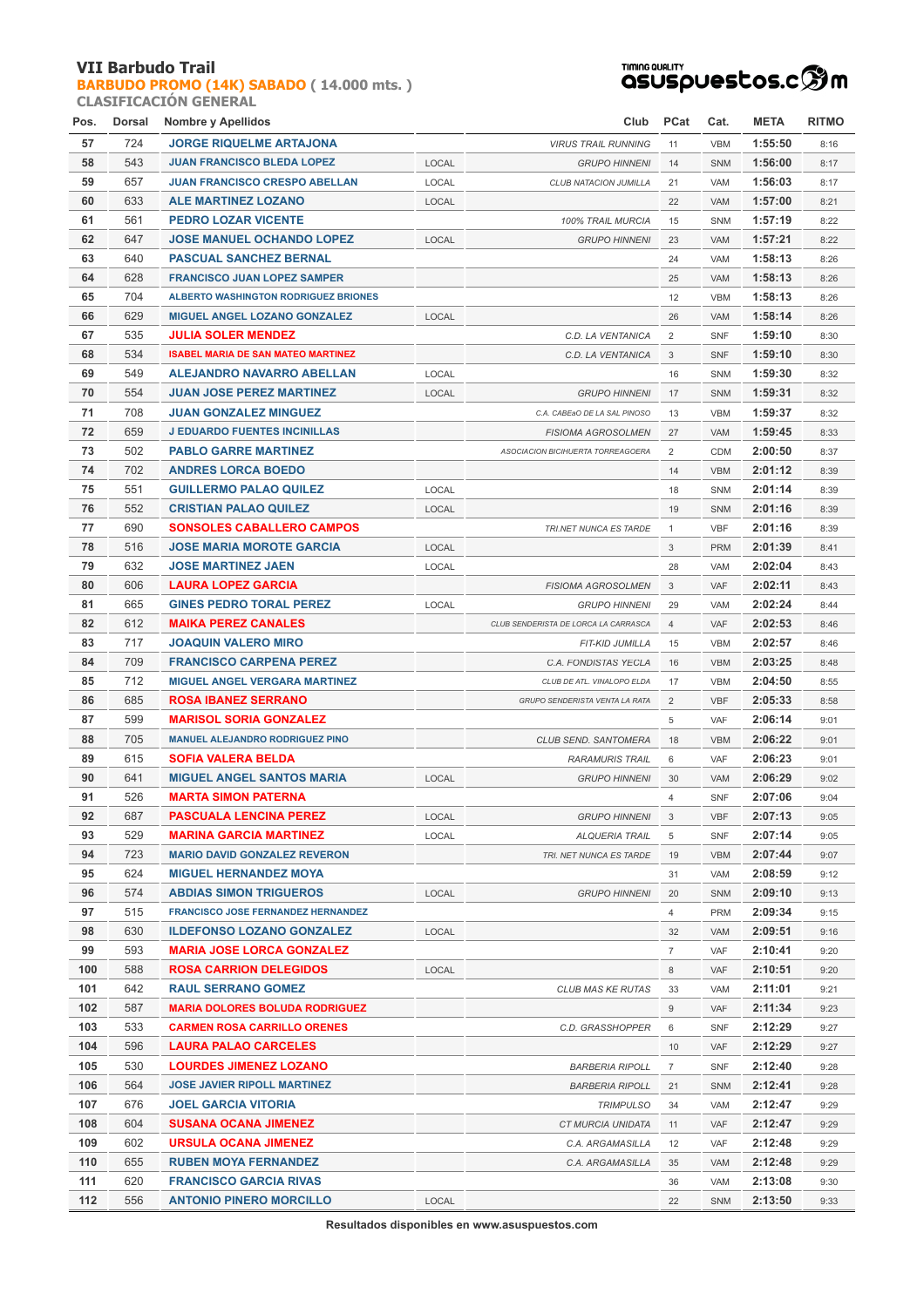# VII Barbudo Trail

## BARBUDO PROMO (14K) SABADO ( 14.000 mts. )

### CLASIFICACIÓN GENERAL

| Pos. | Dorsal | Nombre y Apellidos | | Club | PCat | Cat. | META | RITMO |
|---|---|---|---|---|---|---|---|---|
| 57 | 724 | JORGE RIQUELME ARTAJONA | | VIRUS TRAIL RUNNING | 11 | VBM | 1:55:50 | 8:16 |
| 58 | 543 | JUAN FRANCISCO BLEDA LOPEZ | LOCAL | GRUPO HINNENI | 14 | SNM | 1:56:00 | 8:17 |
| 59 | 657 | JUAN FRANCISCO CRESPO ABELLAN | LOCAL | CLUB NATACION JUMILLA | 21 | VAM | 1:56:03 | 8:17 |
| 60 | 633 | ALE MARTINEZ LOZANO | LOCAL | | 22 | VAM | 1:57:00 | 8:21 |
| 61 | 561 | PEDRO LOZAR VICENTE | | 100% TRAIL MURCIA | 15 | SNM | 1:57:19 | 8:22 |
| 62 | 647 | JOSE MANUEL OCHANDO LOPEZ | LOCAL | GRUPO HINNENI | 23 | VAM | 1:57:21 | 8:22 |
| 63 | 640 | PASCUAL SANCHEZ BERNAL | | | 24 | VAM | 1:58:13 | 8:26 |
| 64 | 628 | FRANCISCO JUAN LOPEZ SAMPER | | | 25 | VAM | 1:58:13 | 8:26 |
| 65 | 704 | ALBERTO WASHINGTON RODRIGUEZ BRIONES | | | 12 | VBM | 1:58:13 | 8:26 |
| 66 | 629 | MIGUEL ANGEL LOZANO GONZALEZ | LOCAL | | 26 | VAM | 1:58:14 | 8:26 |
| 67 | 535 | JULIA SOLER MENDEZ | | C.D. LA VENTANICA | 2 | SNF | 1:59:10 | 8:30 |
| 68 | 534 | ISABEL MARIA DE SAN MATEO MARTINEZ | | C.D. LA VENTANICA | 3 | SNF | 1:59:10 | 8:30 |
| 69 | 549 | ALEJANDRO NAVARRO ABELLAN | LOCAL | | 16 | SNM | 1:59:30 | 8:32 |
| 70 | 554 | JUAN JOSE PEREZ MARTINEZ | LOCAL | GRUPO HINNENI | 17 | SNM | 1:59:31 | 8:32 |
| 71 | 708 | JUAN GONZALEZ MINGUEZ | | C.A. CABEøO DE LA SAL PINOSO | 13 | VBM | 1:59:37 | 8:32 |
| 72 | 659 | J EDUARDO FUENTES INCINILLAS | | FISIOMA AGROSOLMEN | 27 | VAM | 1:59:45 | 8:33 |
| 73 | 502 | PABLO GARRE MARTINEZ | | ASOCIACION BICIHUERTA TORREAGOERA | 2 | CDM | 2:00:50 | 8:37 |
| 74 | 702 | ANDRES LORCA BOEDO | | | 14 | VBM | 2:01:12 | 8:39 |
| 75 | 551 | GUILLERMO PALAO QUILEZ | LOCAL | | 18 | SNM | 2:01:14 | 8:39 |
| 76 | 552 | CRISTIAN PALAO QUILEZ | LOCAL | | 19 | SNM | 2:01:16 | 8:39 |
| 77 | 690 | SONSOLES CABALLERO CAMPOS | | TRI.NET NUNCA ES TARDE | 1 | VBF | 2:01:16 | 8:39 |
| 78 | 516 | JOSE MARIA MOROTE GARCIA | LOCAL | | 3 | PRM | 2:01:39 | 8:41 |
| 79 | 632 | JOSE MARTINEZ JAEN | LOCAL | | 28 | VAM | 2:02:04 | 8:43 |
| 80 | 606 | LAURA LOPEZ GARCIA | | FISIOMA AGROSOLMEN | 3 | VAF | 2:02:11 | 8:43 |
| 81 | 665 | GINES PEDRO TORAL PEREZ | LOCAL | GRUPO HINNENI | 29 | VAM | 2:02:24 | 8:44 |
| 82 | 612 | MAIKA PEREZ CANALES | | CLUB SENDERISTA DE LORCA LA CARRASCA | 4 | VAF | 2:02:53 | 8:46 |
| 83 | 717 | JOAQUIN VALERO MIRO | | FIT-KID JUMILLA | 15 | VBM | 2:02:57 | 8:46 |
| 84 | 709 | FRANCISCO CARPENA PEREZ | | C.A. FONDISTAS YECLA | 16 | VBM | 2:03:25 | 8:48 |
| 85 | 712 | MIGUEL ANGEL VERGARA MARTINEZ | | CLUB DE ATL. VINALOPO ELDA | 17 | VBM | 2:04:50 | 8:55 |
| 86 | 685 | ROSA IBANEZ SERRANO | | GRUPO SENDERISTA VENTA LA RATA | 2 | VBF | 2:05:33 | 8:58 |
| 87 | 599 | MARISOL SORIA GONZALEZ | | | 5 | VAF | 2:06:14 | 9:01 |
| 88 | 705 | MANUEL ALEJANDRO RODRIGUEZ PINO | | CLUB SEND. SANTOMERA | 18 | VBM | 2:06:22 | 9:01 |
| 89 | 615 | SOFIA VALERA BELDA | | RARAMURIS TRAIL | 6 | VAF | 2:06:23 | 9:01 |
| 90 | 641 | MIGUEL ANGEL SANTOS MARIA | LOCAL | GRUPO HINNENI | 30 | VAM | 2:06:29 | 9:02 |
| 91 | 526 | MARTA SIMON PATERNA | | | 4 | SNF | 2:07:06 | 9:04 |
| 92 | 687 | PASCUALA LENCINA PEREZ | LOCAL | GRUPO HINNENI | 3 | VBF | 2:07:13 | 9:05 |
| 93 | 529 | MARINA GARCIA MARTINEZ | LOCAL | ALQUERIA TRAIL | 5 | SNF | 2:07:14 | 9:05 |
| 94 | 723 | MARIO DAVID GONZALEZ REVERON | | TRI. NET NUNCA ES TARDE | 19 | VBM | 2:07:44 | 9:07 |
| 95 | 624 | MIGUEL HERNANDEZ MOYA | | | 31 | VAM | 2:08:59 | 9:12 |
| 96 | 574 | ABDIAS SIMON TRIGUEROS | LOCAL | GRUPO HINNENI | 20 | SNM | 2:09:10 | 9:13 |
| 97 | 515 | FRANCISCO JOSE FERNANDEZ HERNANDEZ | | | 4 | PRM | 2:09:34 | 9:15 |
| 98 | 630 | ILDEFONSO LOZANO GONZALEZ | LOCAL | | 32 | VAM | 2:09:51 | 9:16 |
| 99 | 593 | MARIA JOSE LORCA GONZALEZ | | | 7 | VAF | 2:10:41 | 9:20 |
| 100 | 588 | ROSA CARRION DELEGIDOS | LOCAL | | 8 | VAF | 2:10:51 | 9:20 |
| 101 | 642 | RAUL SERRANO GOMEZ | | CLUB MAS KE RUTAS | 33 | VAM | 2:11:01 | 9:21 |
| 102 | 587 | MARIA DOLORES BOLUDA RODRIGUEZ | | | 9 | VAF | 2:11:34 | 9:23 |
| 103 | 533 | CARMEN ROSA CARRILLO ORENES | | C.D. GRASSHOPPER | 6 | SNF | 2:12:29 | 9:27 |
| 104 | 596 | LAURA PALAO CARCELES | | | 10 | VAF | 2:12:29 | 9:27 |
| 105 | 530 | LOURDES JIMENEZ LOZANO | | BARBERIA RIPOLL | 7 | SNF | 2:12:40 | 9:28 |
| 106 | 564 | JOSE JAVIER RIPOLL MARTINEZ | | BARBERIA RIPOLL | 21 | SNM | 2:12:41 | 9:28 |
| 107 | 676 | JOEL GARCIA VITORIA | | TRIMPULSO | 34 | VAM | 2:12:47 | 9:29 |
| 108 | 604 | SUSANA OCANA JIMENEZ | | CT MURCIA UNIDATA | 11 | VAF | 2:12:47 | 9:29 |
| 109 | 602 | URSULA OCANA JIMENEZ | | C.A. ARGAMASILLA | 12 | VAF | 2:12:48 | 9:29 |
| 110 | 655 | RUBEN MOYA FERNANDEZ | | C.A. ARGAMASILLA | 35 | VAM | 2:12:48 | 9:29 |
| 111 | 620 | FRANCISCO GARCIA RIVAS | | | 36 | VAM | 2:13:08 | 9:30 |
| 112 | 556 | ANTONIO PINERO MORCILLO | LOCAL | | 22 | SNM | 2:13:50 | 9:33 |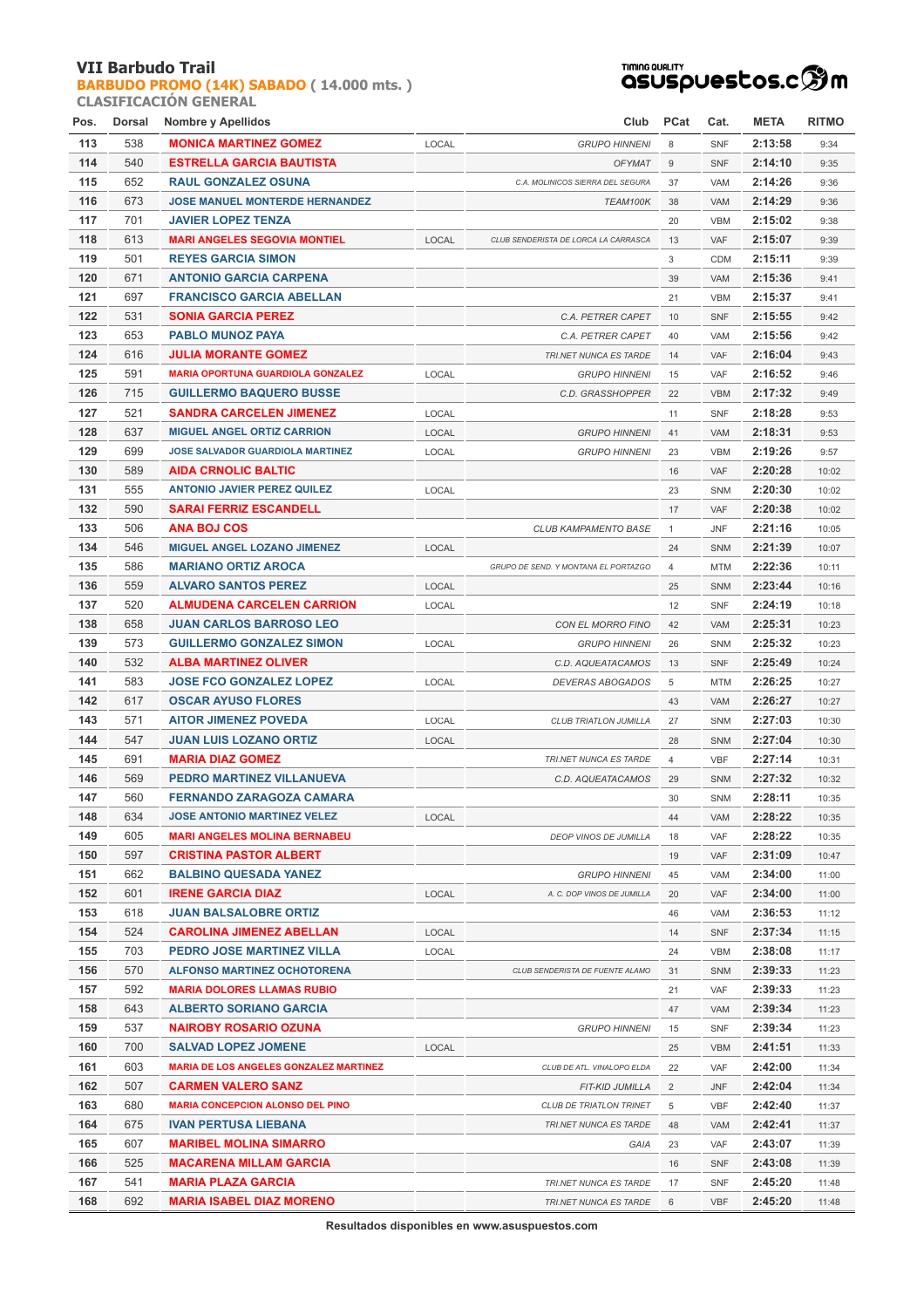# VII Barbudo Trail

**BARBUDO PROMO (14K) SABADO ( 14.000 mts. )**

**CLASIFICACIÓN GENERAL**

TIMING QUALITY asuspuestos.com

| Pos. | Dorsal | Nombre y Apellidos | | Club | PCat | Cat. | META | RITMO |
|---|---|---|---|---|---|---|---|---|
| 113 | 538 | MONICA MARTINEZ GOMEZ | LOCAL | GRUPO HINNENI | 8 | SNF | 2:13:58 | 9:34 |
| 114 | 540 | ESTRELLA GARCIA BAUTISTA | | OFYMAT | 9 | SNF | 2:14:10 | 9:35 |
| 115 | 652 | RAUL GONZALEZ OSUNA | | C.A. MOLINICOS SIERRA DEL SEGURA | 37 | VAM | 2:14:26 | 9:36 |
| 116 | 673 | JOSE MANUEL MONTERDE HERNANDEZ | | TEAM100K | 38 | VAM | 2:14:29 | 9:36 |
| 117 | 701 | JAVIER LOPEZ TENZA | | | 20 | VBM | 2:15:02 | 9:38 |
| 118 | 613 | MARI ANGELES SEGOVIA MONTIEL | LOCAL | CLUB SENDERISTA DE LORCA LA CARRASCA | 13 | VAF | 2:15:07 | 9:39 |
| 119 | 501 | REYES GARCIA SIMON | | | 3 | CDM | 2:15:11 | 9:39 |
| 120 | 671 | ANTONIO GARCIA CARPENA | | | 39 | VAM | 2:15:36 | 9:41 |
| 121 | 697 | FRANCISCO GARCIA ABELLAN | | | 21 | VBM | 2:15:37 | 9:41 |
| 122 | 531 | SONIA GARCIA PEREZ | | C.A. PETRER CAPET | 10 | SNF | 2:15:55 | 9:42 |
| 123 | 653 | PABLO MUNOZ PAYA | | C.A. PETRER CAPET | 40 | VAM | 2:15:56 | 9:42 |
| 124 | 616 | JULIA MORANTE GOMEZ | | TRI.NET NUNCA ES TARDE | 14 | VAF | 2:16:04 | 9:43 |
| 125 | 591 | MARIA OPORTUNA GUARDIOLA GONZALEZ | LOCAL | GRUPO HINNENI | 15 | VAF | 2:16:52 | 9:46 |
| 126 | 715 | GUILLERMO BAQUERO BUSSE | | C.D. GRASSHOPPER | 22 | VBM | 2:17:32 | 9:49 |
| 127 | 521 | SANDRA CARCELEN JIMENEZ | LOCAL | | 11 | SNF | 2:18:28 | 9:53 |
| 128 | 637 | MIGUEL ANGEL ORTIZ CARRION | LOCAL | GRUPO HINNENI | 41 | VAM | 2:18:31 | 9:53 |
| 129 | 699 | JOSE SALVADOR GUARDIOLA MARTINEZ | LOCAL | GRUPO HINNENI | 23 | VBM | 2:19:26 | 9:57 |
| 130 | 589 | AIDA CRNOLIC BALTIC | | | 16 | VAF | 2:20:28 | 10:02 |
| 131 | 555 | ANTONIO JAVIER PEREZ QUILEZ | LOCAL | | 23 | SNM | 2:20:30 | 10:02 |
| 132 | 590 | SARAI FERRIZ ESCANDELL | | | 17 | VAF | 2:20:38 | 10:02 |
| 133 | 506 | ANA BOJ COS | | CLUB KAMPAMENTO BASE | 1 | JNF | 2:21:16 | 10:05 |
| 134 | 546 | MIGUEL ANGEL LOZANO JIMENEZ | LOCAL | | 24 | SNM | 2:21:39 | 10:07 |
| 135 | 586 | MARIANO ORTIZ AROCA | | GRUPO DE SEND. Y MONTANA EL PORTAZGO | 4 | MTM | 2:22:36 | 10:11 |
| 136 | 559 | ALVARO SANTOS PEREZ | LOCAL | | 25 | SNM | 2:23:44 | 10:16 |
| 137 | 520 | ALMUDENA CARCELEN CARRION | LOCAL | | 12 | SNF | 2:24:19 | 10:18 |
| 138 | 658 | JUAN CARLOS BARROSO LEO | | CON EL MORRO FINO | 42 | VAM | 2:25:31 | 10:23 |
| 139 | 573 | GUILLERMO GONZALEZ SIMON | LOCAL | GRUPO HINNENI | 26 | SNM | 2:25:32 | 10:23 |
| 140 | 532 | ALBA MARTINEZ OLIVER | | C.D. AQUEATACAMOS | 13 | SNF | 2:25:49 | 10:24 |
| 141 | 583 | JOSE FCO GONZALEZ LOPEZ | LOCAL | DEVERAS ABOGADOS | 5 | MTM | 2:26:25 | 10:27 |
| 142 | 617 | OSCAR AYUSO FLORES | | | 43 | VAM | 2:26:27 | 10:27 |
| 143 | 571 | AITOR JIMENEZ POVEDA | LOCAL | CLUB TRIATLON JUMILLA | 27 | SNM | 2:27:03 | 10:30 |
| 144 | 547 | JUAN LUIS LOZANO ORTIZ | LOCAL | | 28 | SNM | 2:27:04 | 10:30 |
| 145 | 691 | MARIA DIAZ GOMEZ | | TRI.NET NUNCA ES TARDE | 4 | VBF | 2:27:14 | 10:31 |
| 146 | 569 | PEDRO MARTINEZ VILLANUEVA | | C.D. AQUEATACAMOS | 29 | SNM | 2:27:32 | 10:32 |
| 147 | 560 | FERNANDO ZARAGOZA CAMARA | | | 30 | SNM | 2:28:11 | 10:35 |
| 148 | 634 | JOSE ANTONIO MARTINEZ VELEZ | LOCAL | | 44 | VAM | 2:28:22 | 10:35 |
| 149 | 605 | MARI ANGELES MOLINA BERNABEU | | DEOP VINOS DE JUMILLA | 18 | VAF | 2:28:22 | 10:35 |
| 150 | 597 | CRISTINA PASTOR ALBERT | | | 19 | VAF | 2:31:09 | 10:47 |
| 151 | 662 | BALBINO QUESADA YANEZ | | GRUPO HINNENI | 45 | VAM | 2:34:00 | 11:00 |
| 152 | 601 | IRENE GARCIA DIAZ | LOCAL | A. C. DOP VINOS DE JUMILLA | 20 | VAF | 2:34:00 | 11:00 |
| 153 | 618 | JUAN BALSALOBRE ORTIZ | | | 46 | VAM | 2:36:53 | 11:12 |
| 154 | 524 | CAROLINA JIMENEZ ABELLAN | LOCAL | | 14 | SNF | 2:37:34 | 11:15 |
| 155 | 703 | PEDRO JOSE MARTINEZ VILLA | LOCAL | | 24 | VBM | 2:38:08 | 11:17 |
| 156 | 570 | ALFONSO MARTINEZ OCHOTORENA | | CLUB SENDERISTA DE FUENTE ALAMO | 31 | SNM | 2:39:33 | 11:23 |
| 157 | 592 | MARIA DOLORES LLAMAS RUBIO | | | 21 | VAF | 2:39:33 | 11:23 |
| 158 | 643 | ALBERTO SORIANO GARCIA | | | 47 | VAM | 2:39:34 | 11:23 |
| 159 | 537 | NAIROBY ROSARIO OZUNA | | GRUPO HINNENI | 15 | SNF | 2:39:34 | 11:23 |
| 160 | 700 | SALVAD LOPEZ JOMENE | LOCAL | | 25 | VBM | 2:41:51 | 11:33 |
| 161 | 603 | MARIA DE LOS ANGELES GONZALEZ MARTINEZ | | CLUB DE ATL. VINALOPO ELDA | 22 | VAF | 2:42:00 | 11:34 |
| 162 | 507 | CARMEN VALERO SANZ | | FIT-KID JUMILLA | 2 | JNF | 2:42:04 | 11:34 |
| 163 | 680 | MARIA CONCEPCION ALONSO DEL PINO | | CLUB DE TRIATLON TRINET | 5 | VBF | 2:42:40 | 11:37 |
| 164 | 675 | IVAN PERTUSA LIEBANA | | TRI.NET NUNCA ES TARDE | 48 | VAM | 2:42:41 | 11:37 |
| 165 | 607 | MARIBEL MOLINA SIMARRO | | GAIA | 23 | VAF | 2:43:07 | 11:39 |
| 166 | 525 | MACARENA MILLAM GARCIA | | | 16 | SNF | 2:43:08 | 11:39 |
| 167 | 541 | MARIA PLAZA GARCIA | | TRI.NET NUNCA ES TARDE | 17 | SNF | 2:45:20 | 11:48 |
| 168 | 692 | MARIA ISABEL DIAZ MORENO | | TRI.NET NUNCA ES TARDE | 6 | VBF | 2:45:20 | 11:48 |

Resultados disponibles en www.asuspuestos.com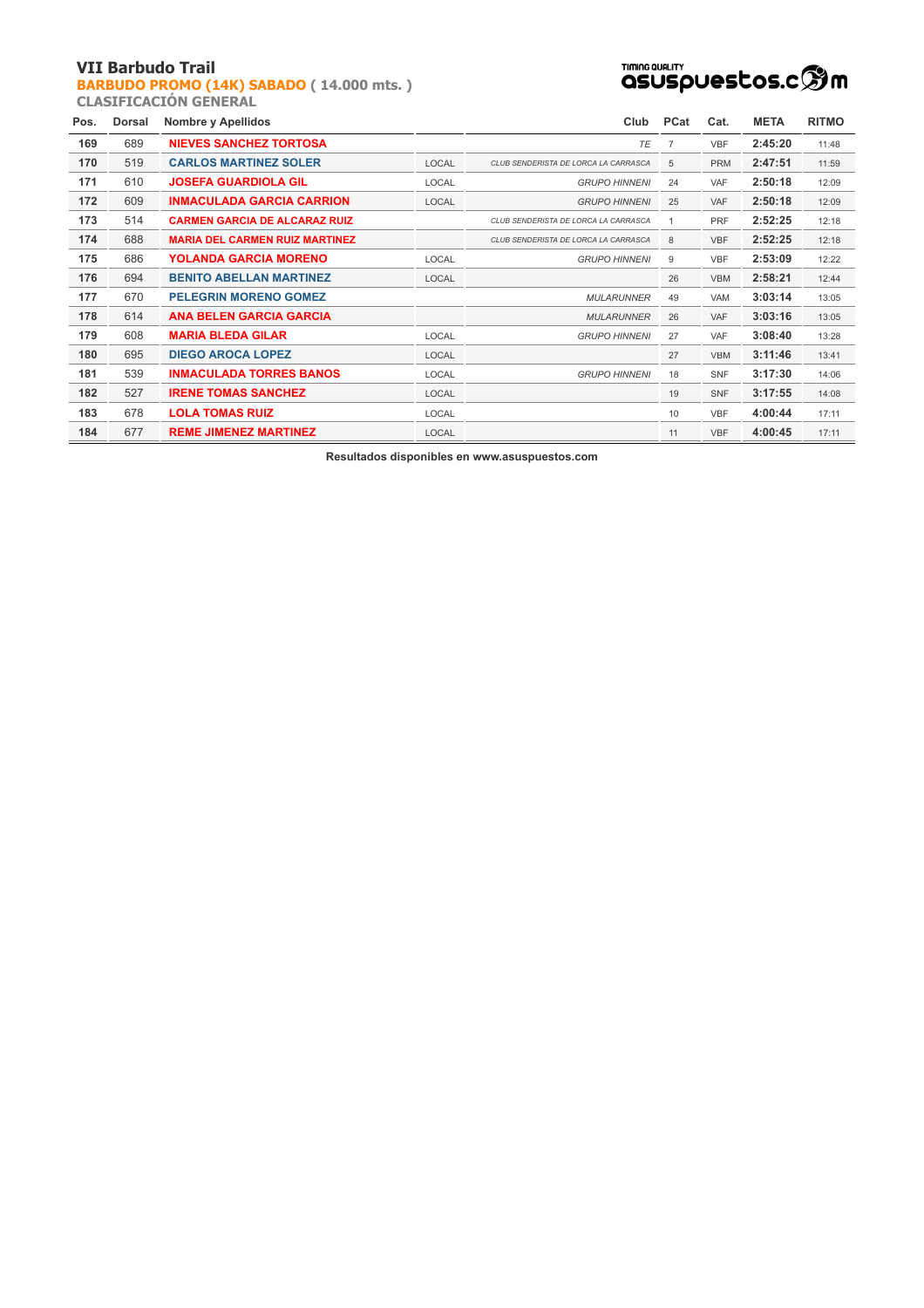**VII Barbudo Trail**

**BARBUDO PROMO (14K) SABADO ( 14.000 mts. )**

**CLASIFICACIÓN GENERAL**

| Pos. | Dorsal | Nombre y Apellidos | | Club | PCat | Cat. | META | RITMO |
|---|---|---|---|---|---|---|---|---|
| 169 | 689 | NIEVES SANCHEZ TORTOSA | | TE | 7 | VBF | 2:45:20 | 11:48 |
| 170 | 519 | CARLOS MARTINEZ SOLER | LOCAL | CLUB SENDERISTA DE LORCA LA CARRASCA | 5 | PRM | 2:47:51 | 11:59 |
| 171 | 610 | JOSEFA GUARDIOLA GIL | LOCAL | GRUPO HINNENI | 24 | VAF | 2:50:18 | 12:09 |
| 172 | 609 | INMACULADA GARCIA CARRION | LOCAL | GRUPO HINNENI | 25 | VAF | 2:50:18 | 12:09 |
| 173 | 514 | CARMEN GARCIA DE ALCARAZ RUIZ | | CLUB SENDERISTA DE LORCA LA CARRASCA | 1 | PRF | 2:52:25 | 12:18 |
| 174 | 688 | MARIA DEL CARMEN RUIZ MARTINEZ | | CLUB SENDERISTA DE LORCA LA CARRASCA | 8 | VBF | 2:52:25 | 12:18 |
| 175 | 686 | YOLANDA GARCIA MORENO | LOCAL | GRUPO HINNENI | 9 | VBF | 2:53:09 | 12:22 |
| 176 | 694 | BENITO ABELLAN MARTINEZ | LOCAL | | 26 | VBM | 2:58:21 | 12:44 |
| 177 | 670 | PELEGRIN MORENO GOMEZ | | MULARUNNER | 49 | VAM | 3:03:14 | 13:05 |
| 178 | 614 | ANA BELEN GARCIA GARCIA | | MULARUNNER | 26 | VAF | 3:03:16 | 13:05 |
| 179 | 608 | MARIA BLEDA GILAR | LOCAL | GRUPO HINNENI | 27 | VAF | 3:08:40 | 13:28 |
| 180 | 695 | DIEGO AROCA LOPEZ | LOCAL | | 27 | VBM | 3:11:46 | 13:41 |
| 181 | 539 | INMACULADA TORRES BANOS | LOCAL | GRUPO HINNENI | 18 | SNF | 3:17:30 | 14:06 |
| 182 | 527 | IRENE TOMAS SANCHEZ | LOCAL | | 19 | SNF | 3:17:55 | 14:08 |
| 183 | 678 | LOLA TOMAS RUIZ | LOCAL | | 10 | VBF | 4:00:44 | 17:11 |
| 184 | 677 | REME JIMENEZ MARTINEZ | LOCAL | | 11 | VBF | 4:00:45 | 17:11 |

**Resultados disponibles en www.asuspuestos.com**